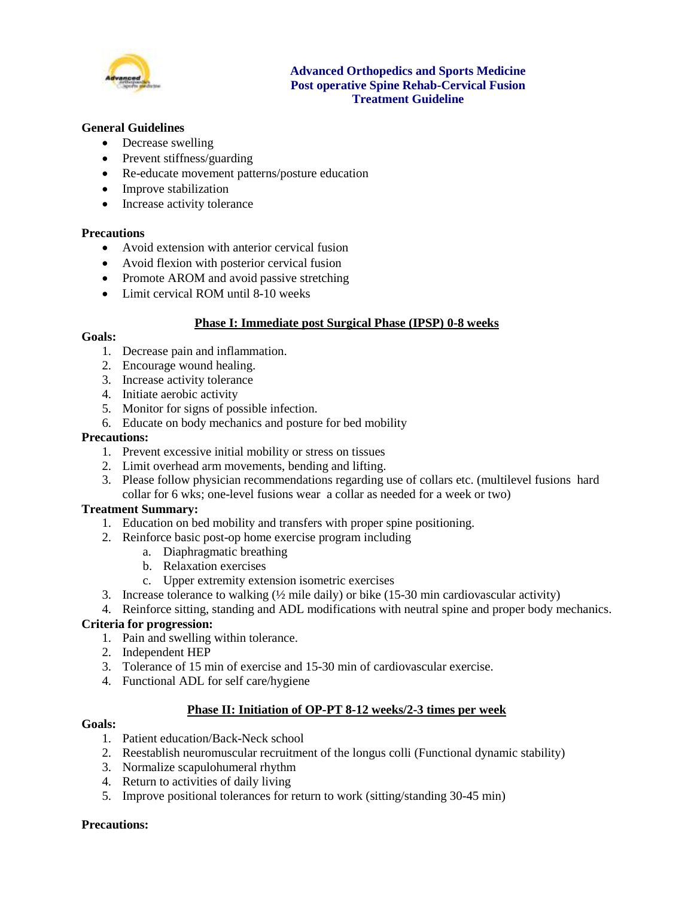# Advanced Orthopedics and Sports Medicine
## Post operative Spine Rehab-Cervical Fusion
## Treatment Guideline

**General Guidelines**

- Decrease swelling
- Prevent stiffness/guarding
- Re-educate movement patterns/posture education
- Improve stabilization
- Increase activity tolerance

**Precautions**

- Avoid extension with anterior cervical fusion
- Avoid flexion with posterior cervical fusion
- Promote AROM and avoid passive stretching
- Limit cervical ROM until 8-10 weeks

### Phase I: Immediate post Surgical Phase (IPSP) 0-8 weeks

**Goals:**

1. Decrease pain and inflammation.
2. Encourage wound healing.
3. Increase activity tolerance
4. Initiate aerobic activity
5. Monitor for signs of possible infection.
6. Educate on body mechanics and posture for bed mobility

**Precautions:**

1. Prevent excessive initial mobility or stress on tissues
2. Limit overhead arm movements, bending and lifting.
3. Please follow physician recommendations regarding use of collars etc. (multilevel fusions hard collar for 6 wks; one-level fusions wear a collar as needed for a week or two)

**Treatment Summary:**

1. Education on bed mobility and transfers with proper spine positioning.
2. Reinforce basic post-op home exercise program including
   a. Diaphragmatic breathing
   b. Relaxation exercises
   c. Upper extremity extension isometric exercises
3. Increase tolerance to walking (½ mile daily) or bike (15-30 min cardiovascular activity)
4. Reinforce sitting, standing and ADL modifications with neutral spine and proper body mechanics.

**Criteria for progression:**

1. Pain and swelling within tolerance.
2. Independent HEP
3. Tolerance of 15 min of exercise and 15-30 min of cardiovascular exercise.
4. Functional ADL for self care/hygiene

### Phase II: Initiation of OP-PT 8-12 weeks/2-3 times per week

**Goals:**

1. Patient education/Back-Neck school
2. Reestablish neuromuscular recruitment of the longus colli (Functional dynamic stability)
3. Normalize scapulohumeral rhythm
4. Return to activities of daily living
5. Improve positional tolerances for return to work (sitting/standing 30-45 min)

**Precautions:**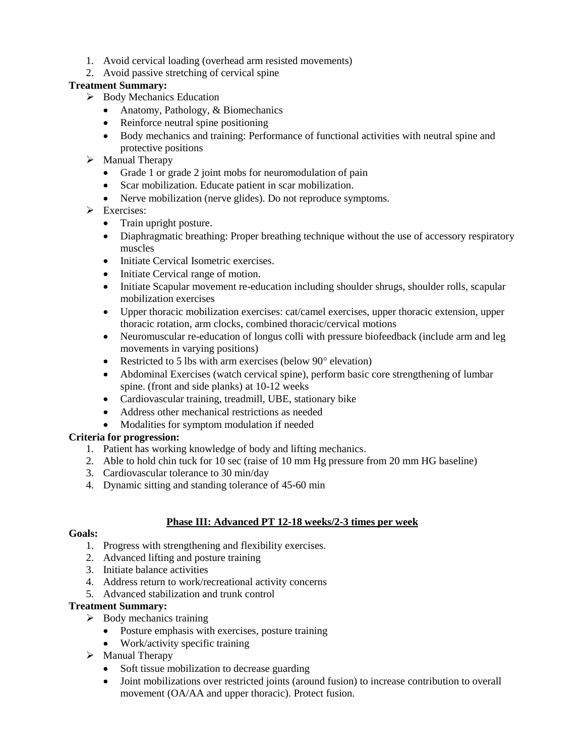1. Avoid cervical loading (overhead arm resisted movements)
2. Avoid passive stretching of cervical spine

**Treatment Summary:**

- Body Mechanics Education
  - Anatomy, Pathology, & Biomechanics
  - Reinforce neutral spine positioning
  - Body mechanics and training: Performance of functional activities with neutral spine and protective positions
- Manual Therapy
  - Grade 1 or grade 2 joint mobs for neuromodulation of pain
  - Scar mobilization. Educate patient in scar mobilization.
  - Nerve mobilization (nerve glides). Do not reproduce symptoms.
- Exercises:
  - Train upright posture.
  - Diaphragmatic breathing: Proper breathing technique without the use of accessory respiratory muscles
  - Initiate Cervical Isometric exercises.
  - Initiate Cervical range of motion.
  - Initiate Scapular movement re-education including shoulder shrugs, shoulder rolls, scapular mobilization exercises
  - Upper thoracic mobilization exercises: cat/camel exercises, upper thoracic extension, upper thoracic rotation, arm clocks, combined thoracic/cervical motions
  - Neuromuscular re-education of longus colli with pressure biofeedback (include arm and leg movements in varying positions)
  - Restricted to 5 lbs with arm exercises (below 90° elevation)
  - Abdominal Exercises (watch cervical spine), perform basic core strengthening of lumbar spine. (front and side planks) at 10-12 weeks
  - Cardiovascular training, treadmill, UBE, stationary bike
  - Address other mechanical restrictions as needed
  - Modalities for symptom modulation if needed

**Criteria for progression:**

1. Patient has working knowledge of body and lifting mechanics.
2. Able to hold chin tuck for 10 sec (raise of 10 mm Hg pressure from 20 mm HG baseline)
3. Cardiovascular tolerance to 30 min/day
4. Dynamic sitting and standing tolerance of 45-60 min

## Phase III: Advanced PT 12-18 weeks/2-3 times per week

**Goals:**

1. Progress with strengthening and flexibility exercises.
2. Advanced lifting and posture training
3. Initiate balance activities
4. Address return to work/recreational activity concerns
5. Advanced stabilization and trunk control

**Treatment Summary:**

- Body mechanics training
  - Posture emphasis with exercises, posture training
  - Work/activity specific training
- Manual Therapy
  - Soft tissue mobilization to decrease guarding
  - Joint mobilizations over restricted joints (around fusion) to increase contribution to overall movement (OA/AA and upper thoracic). Protect fusion.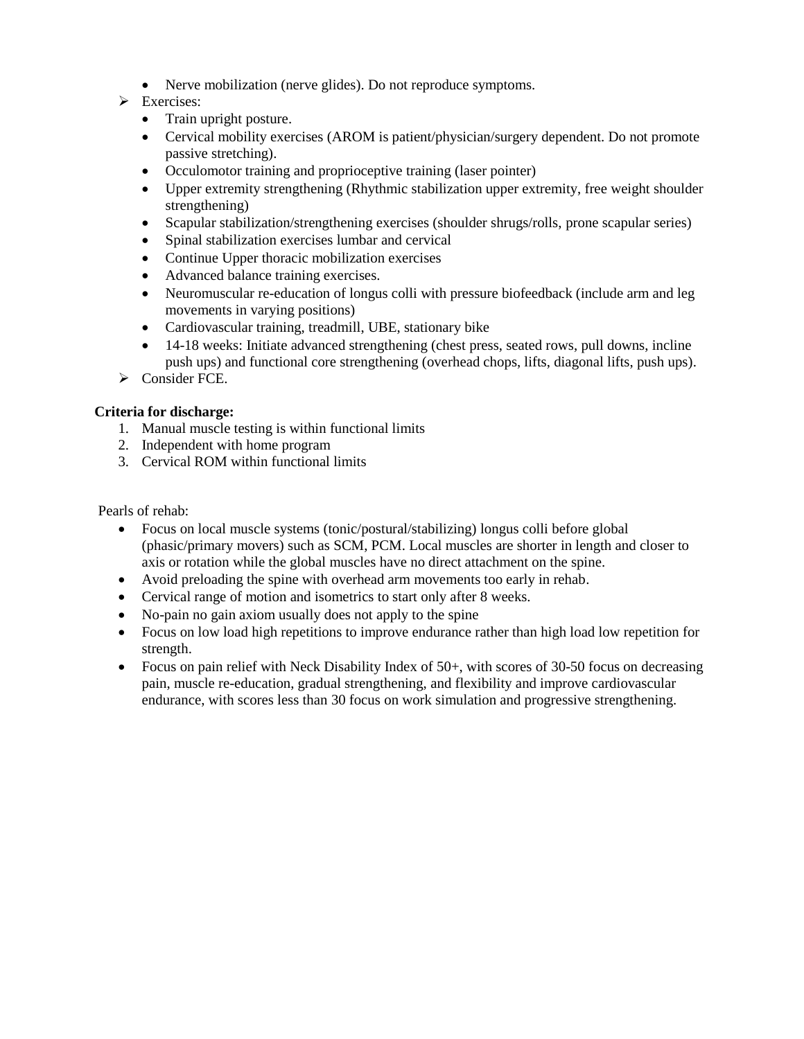- Nerve mobilization (nerve glides). Do not reproduce symptoms.
- Exercises:
  - Train upright posture.
  - Cervical mobility exercises (AROM is patient/physician/surgery dependent. Do not promote passive stretching).
  - Occulomotor training and proprioceptive training (laser pointer)
  - Upper extremity strengthening (Rhythmic stabilization upper extremity, free weight shoulder strengthening)
  - Scapular stabilization/strengthening exercises (shoulder shrugs/rolls, prone scapular series)
  - Spinal stabilization exercises lumbar and cervical
  - Continue Upper thoracic mobilization exercises
  - Advanced balance training exercises.
  - Neuromuscular re-education of longus colli with pressure biofeedback (include arm and leg movements in varying positions)
  - Cardiovascular training, treadmill, UBE, stationary bike
  - 14-18 weeks: Initiate advanced strengthening (chest press, seated rows, pull downs, incline push ups) and functional core strengthening (overhead chops, lifts, diagonal lifts, push ups).
- Consider FCE.

**Criteria for discharge:**

1. Manual muscle testing is within functional limits
2. Independent with home program
3. Cervical ROM within functional limits

Pearls of rehab:

- Focus on local muscle systems (tonic/postural/stabilizing) longus colli before global (phasic/primary movers) such as SCM, PCM. Local muscles are shorter in length and closer to axis or rotation while the global muscles have no direct attachment on the spine.
- Avoid preloading the spine with overhead arm movements too early in rehab.
- Cervical range of motion and isometrics to start only after 8 weeks.
- No-pain no gain axiom usually does not apply to the spine
- Focus on low load high repetitions to improve endurance rather than high load low repetition for strength.
- Focus on pain relief with Neck Disability Index of 50+, with scores of 30-50 focus on decreasing pain, muscle re-education, gradual strengthening, and flexibility and improve cardiovascular endurance, with scores less than 30 focus on work simulation and progressive strengthening.